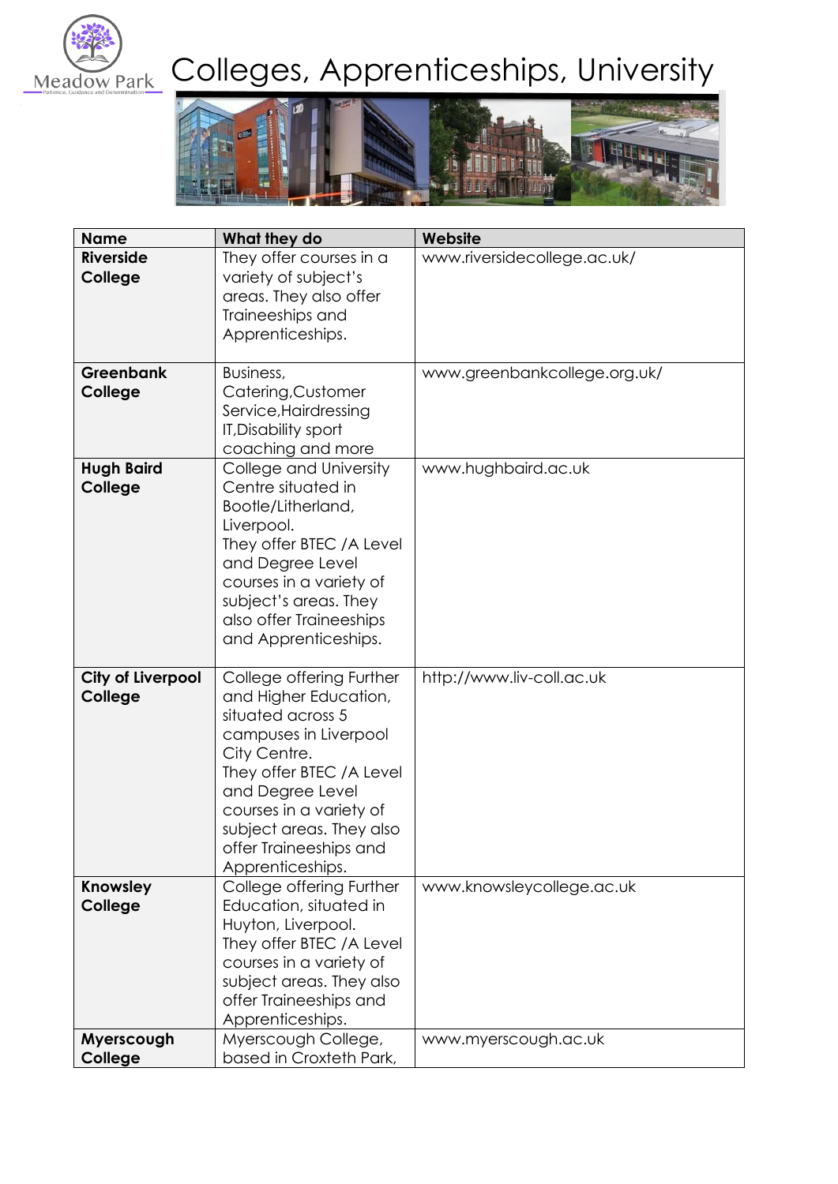# Colleges, Apprenticeships, University

| Name | What they do | Website |
|---|---|---|
| **Riverside College** | They offer courses in a variety of subject's areas. They also offer Traineeships and Apprenticeships. | www.riversidecollege.ac.uk/ |
| **Greenbank College** | Business, Catering,Customer Service,Hairdressing IT,Disability sport coaching and more | www.greenbankcollege.org.uk/ |
| **Hugh Baird College** | College and University Centre situated in Bootle/Litherland, Liverpool. They offer BTEC /A Level and Degree Level courses in a variety of subject's areas. They also offer Traineeships and Apprenticeships. | www.hughbaird.ac.uk |
| **City of Liverpool College** | College offering Further and Higher Education, situated across 5 campuses in Liverpool City Centre. They offer BTEC /A Level and Degree Level courses in a variety of subject areas. They also offer Traineeships and Apprenticeships. | http://www.liv-coll.ac.uk |
| **Knowsley College** | College offering Further Education, situated in Huyton, Liverpool. They offer BTEC /A Level courses in a variety of subject areas. They also offer Traineeships and Apprenticeships. | www.knowsleycollege.ac.uk |
| **Myerscough College** | Myerscough College, based in Croxteth Park, | www.myerscough.ac.uk |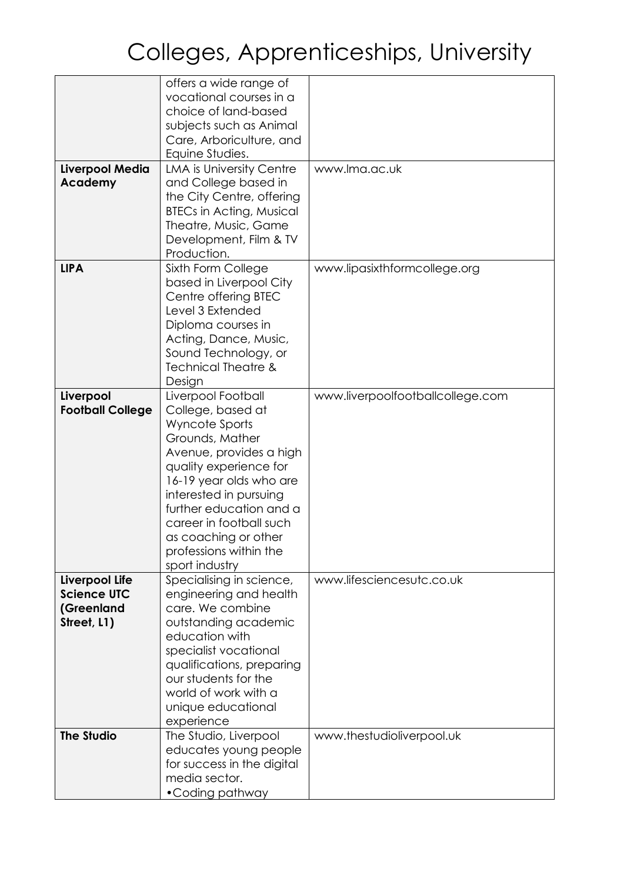# Colleges, Apprenticeships, University

| | | |
|---|---|---|
| | offers a wide range of vocational courses in a choice of land-based subjects such as Animal Care, Arboriculture, and Equine Studies. | |
| **Liverpool Media Academy** | LMA is University Centre and College based in the City Centre, offering BTECs in Acting, Musical Theatre, Music, Game Development, Film & TV Production. | www.lma.ac.uk |
| **LIPA** | Sixth Form College based in Liverpool City Centre offering BTEC Level 3 Extended Diploma courses in Acting, Dance, Music, Sound Technology, or Technical Theatre & Design | www.lipasixthformcollege.org |
| **Liverpool Football College** | Liverpool Football College, based at Wyncote Sports Grounds, Mather Avenue, provides a high quality experience for 16-19 year olds who are interested in pursuing further education and a career in football such as coaching or other professions within the sport industry | www.liverpoolfootballcollege.com |
| **Liverpool Life Science UTC (Greenland Street, L1)** | Specialising in science, engineering and health care. We combine outstanding academic education with specialist vocational qualifications, preparing our students for the world of work with a unique educational experience | www.lifesciencesutc.co.uk |
| **The Studio** | The Studio, Liverpool educates young people for success in the digital media sector. •Coding pathway | www.thestudioliverpool.uk |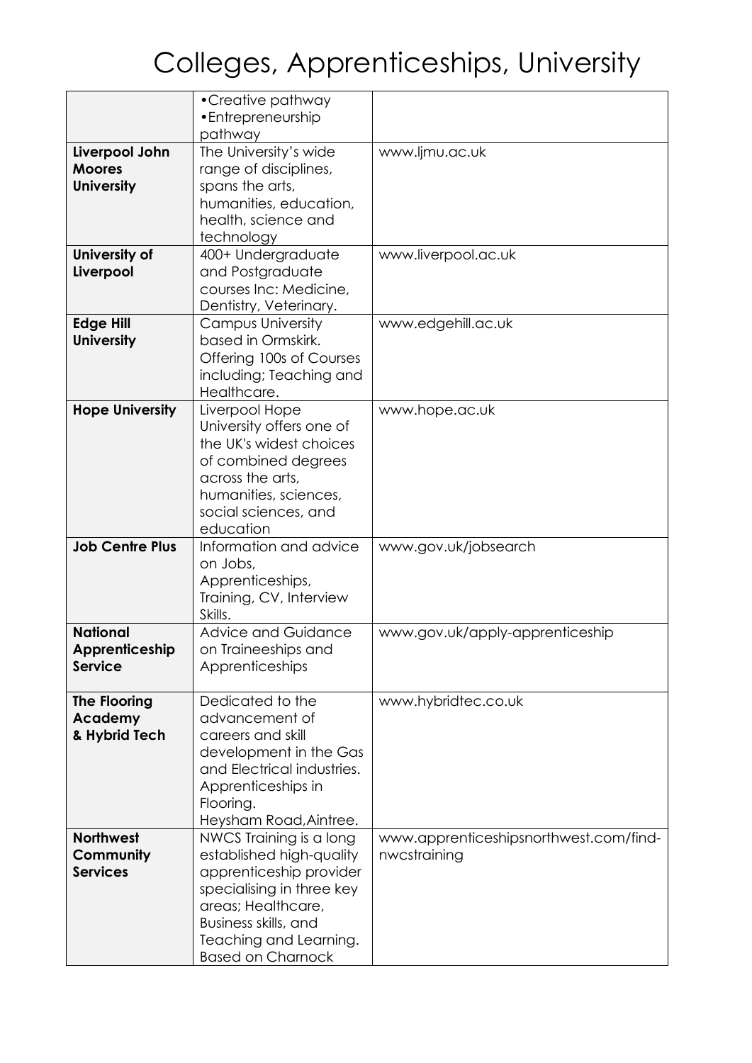# Colleges, Apprenticeships, University

| | | |
|---|---|---|
| | •Creative pathway<br>•Entrepreneurship pathway | |
| **Liverpool John Moores University** | The University's wide range of disciplines, spans the arts, humanities, education, health, science and technology | www.ljmu.ac.uk |
| **University of Liverpool** | 400+ Undergraduate and Postgraduate courses Inc: Medicine, Dentistry, Veterinary. | www.liverpool.ac.uk |
| **Edge Hill University** | Campus University based in Ormskirk. Offering 100s of Courses including; Teaching and Healthcare. | www.edgehill.ac.uk |
| **Hope University** | Liverpool Hope University offers one of the UK's widest choices of combined degrees across the arts, humanities, sciences, social sciences, and education | www.hope.ac.uk |
| **Job Centre Plus** | Information and advice on Jobs, Apprenticeships, Training, CV, Interview Skills. | www.gov.uk/jobsearch |
| **National Apprenticeship Service** | Advice and Guidance on Traineeships and Apprenticeships | www.gov.uk/apply-apprenticeship |
| **The Flooring Academy & Hybrid Tech** | Dedicated to the advancement of careers and skill development in the Gas and Electrical industries. Apprenticeships in Flooring. Heysham Road,Aintree. | www.hybridtec.co.uk |
| **Northwest Community Services** | NWCS Training is a long established high-quality apprenticeship provider specialising in three key areas; Healthcare, Business skills, and Teaching and Learning. Based on Charnock | www.apprenticeshipsnorthwest.com/find-nwcstraining |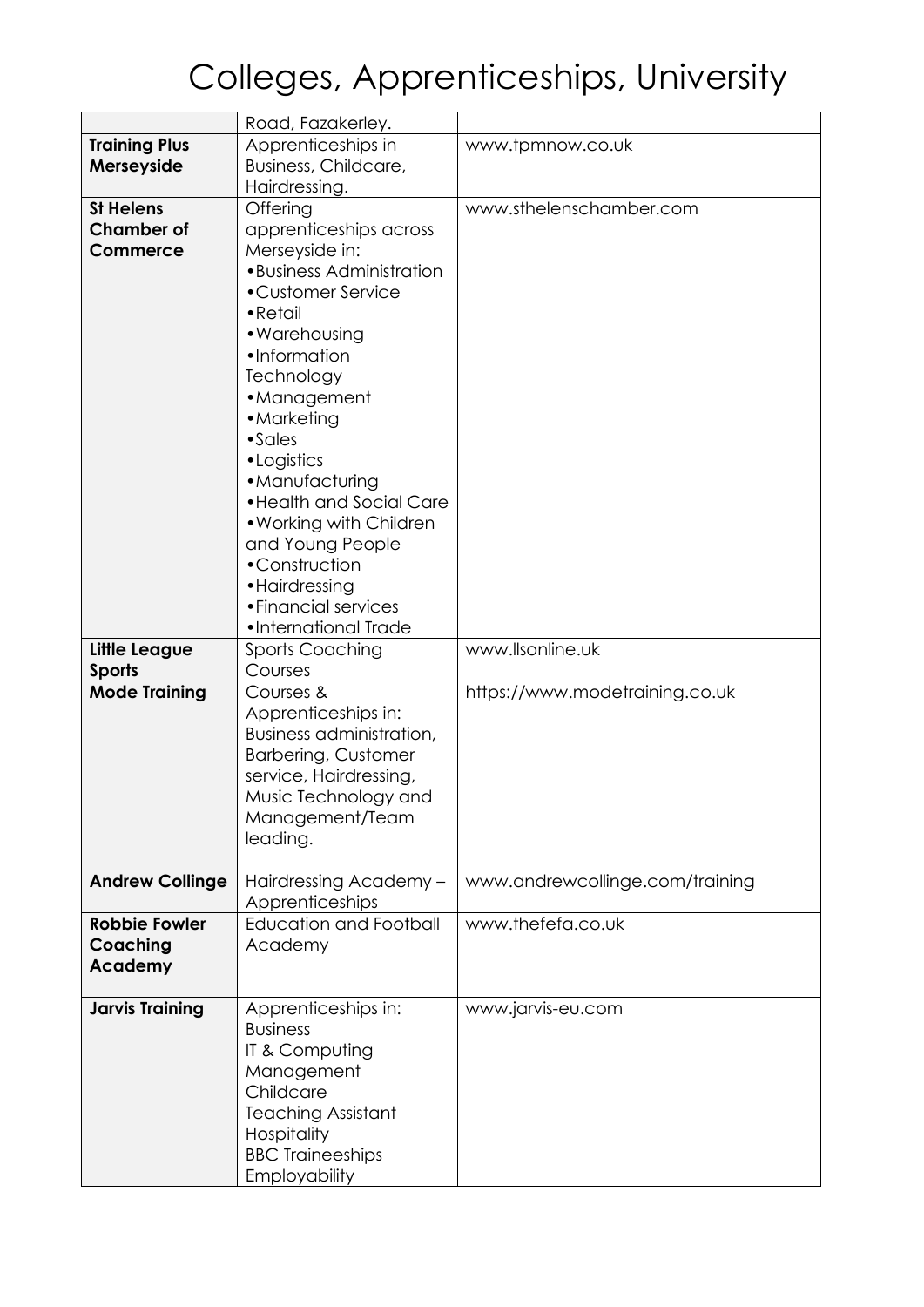# Colleges, Apprenticeships, University

| | | |
|---|---|---|
| | Road, Fazakerley. | |
| **Training Plus Merseyside** | Apprenticeships in Business, Childcare, Hairdressing. | www.tpmnow.co.uk |
| **St Helens Chamber of Commerce** | Offering apprenticeships across Merseyside in:<br>•Business Administration<br>•Customer Service<br>•Retail<br>•Warehousing<br>•Information Technology<br>•Management<br>•Marketing<br>•Sales<br>•Logistics<br>•Manufacturing<br>•Health and Social Care<br>•Working with Children and Young People<br>•Construction<br>•Hairdressing<br>•Financial services<br>•International Trade | www.sthelenschamber.com |
| **Little League Sports** | Sports Coaching Courses | www.llsonline.uk |
| **Mode Training** | Courses & Apprenticeships in: Business administration, Barbering, Customer service, Hairdressing, Music Technology and Management/Team leading. | https://www.modetraining.co.uk |
| **Andrew Collinge** | Hairdressing Academy – Apprenticeships | www.andrewcollinge.com/training |
| **Robbie Fowler Coaching Academy** | Education and Football Academy | www.thefefa.co.uk |
| **Jarvis Training** | Apprenticeships in:<br>Business<br>IT & Computing<br>Management<br>Childcare<br>Teaching Assistant<br>Hospitality<br>BBC Traineeships<br>Employability | www.jarvis-eu.com |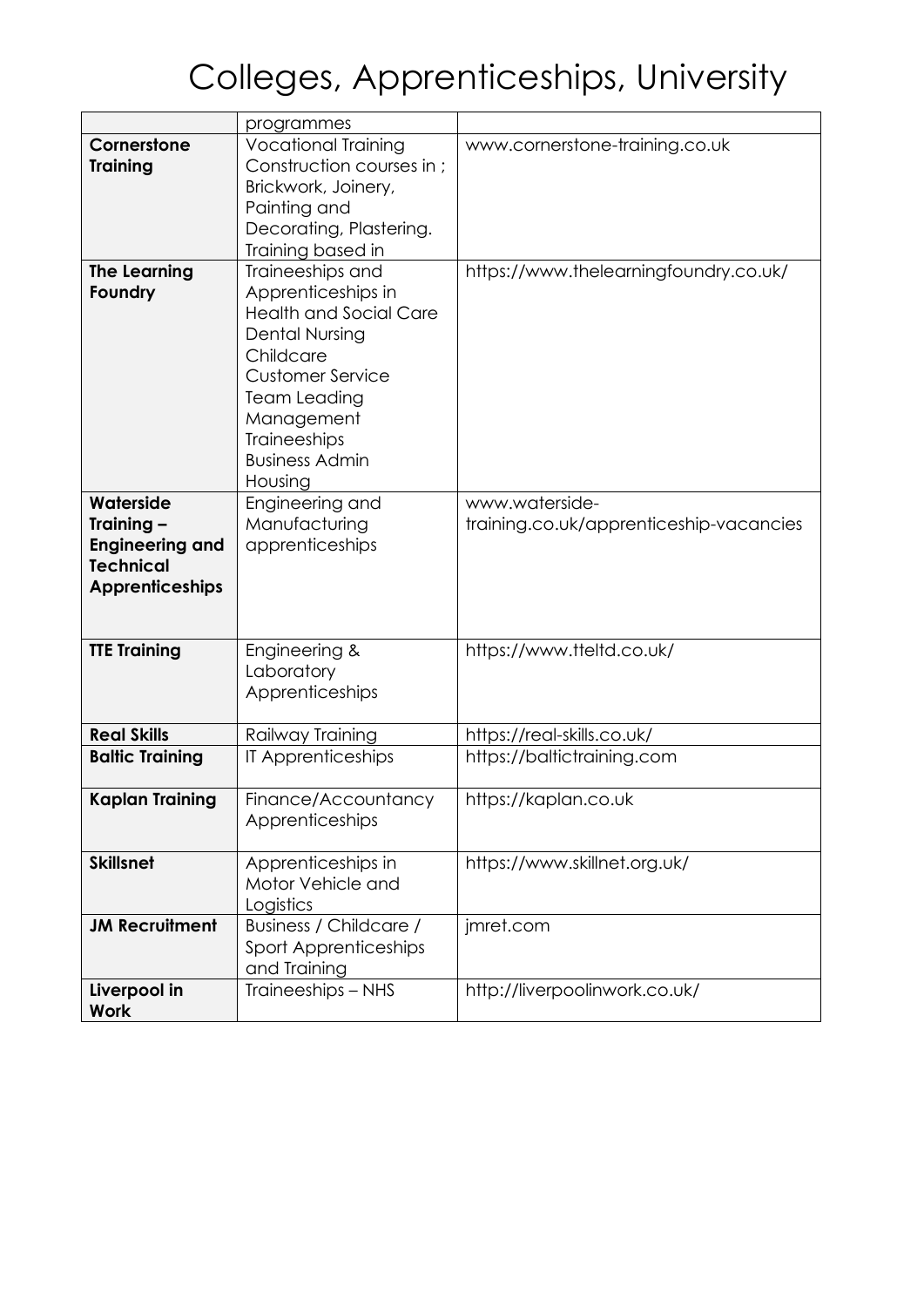# Colleges, Apprenticeships, University

| | | |
|---|---|---|
| | programmes | |
| **Cornerstone Training** | Vocational Training Construction courses in ; Brickwork, Joinery, Painting and Decorating, Plastering. Training based in | www.cornerstone-training.co.uk |
| **The Learning Foundry** | Traineeships and Apprenticeships in Health and Social Care Dental Nursing Childcare Customer Service Team Leading Management Traineeships Business Admin Housing | https://www.thelearningfoundry.co.uk/ |
| **Waterside Training – Engineering and Technical Apprenticeships** | Engineering and Manufacturing apprenticeships | www.waterside-training.co.uk/apprenticeship-vacancies |
| **TTE Training** | Engineering & Laboratory Apprenticeships | https://www.tteltd.co.uk/ |
| **Real Skills** | Railway Training | https://real-skills.co.uk/ |
| **Baltic Training** | IT Apprenticeships | https://baltictraining.com |
| **Kaplan Training** | Finance/Accountancy Apprenticeships | https://kaplan.co.uk |
| **Skillsnet** | Apprenticeships in Motor Vehicle and Logistics | https://www.skillnet.org.uk/ |
| **JM Recruitment** | Business / Childcare / Sport Apprenticeships and Training | jmret.com |
| **Liverpool in Work** | Traineeships – NHS | http://liverpoolinwork.co.uk/ |